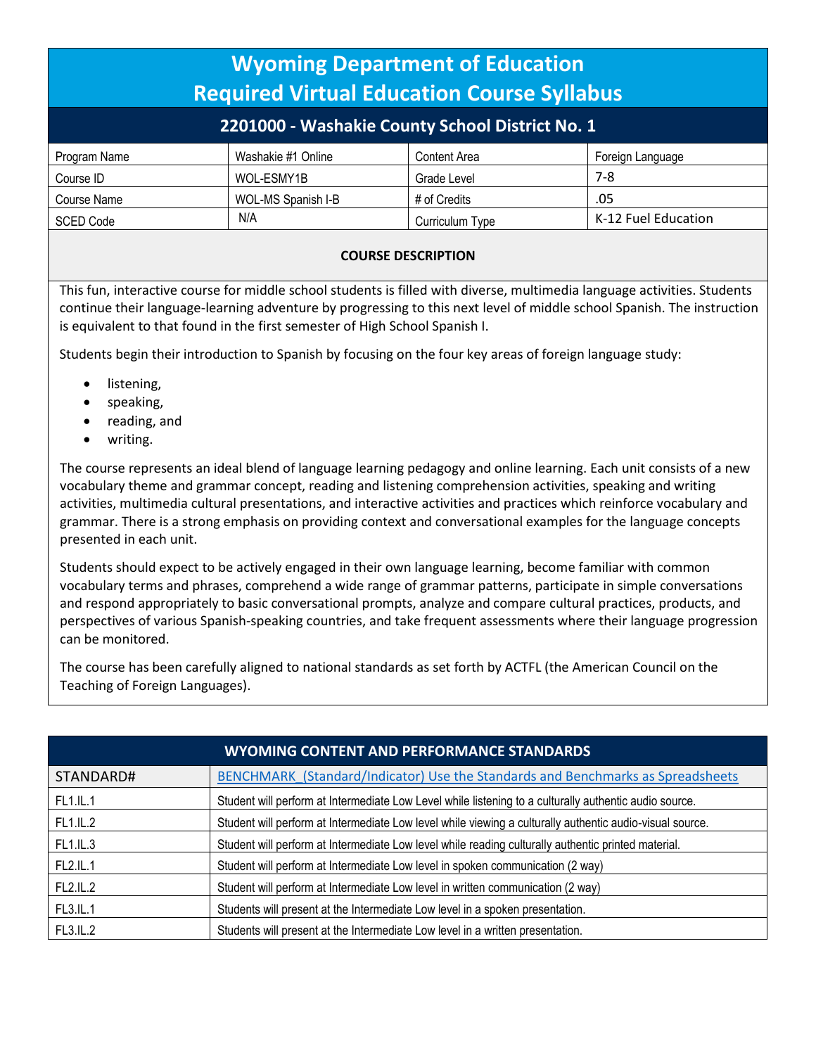# Wyoming Department of Education
# Required Virtual Education Course Syllabus

## 2201000 - Washakie County School District No. 1

| Program Name | Washakie #1 Online | Content Area | Foreign Language |
|---|---|---|---|
| Course ID | WOL-ESMY1B | Grade Level | 7-8 |
| Course Name | WOL-MS Spanish I-B | # of Credits | .05 |
| SCED Code | N/A | Curriculum Type | K-12 Fuel Education |

**COURSE DESCRIPTION**

This fun, interactive course for middle school students is filled with diverse, multimedia language activities. Students continue their language-learning adventure by progressing to this next level of middle school Spanish. The instruction is equivalent to that found in the first semester of High School Spanish I.

Students begin their introduction to Spanish by focusing on the four key areas of foreign language study:

- listening,
- speaking,
- reading, and
- writing.

The course represents an ideal blend of language learning pedagogy and online learning. Each unit consists of a new vocabulary theme and grammar concept, reading and listening comprehension activities, speaking and writing activities, multimedia cultural presentations, and interactive activities and practices which reinforce vocabulary and grammar. There is a strong emphasis on providing context and conversational examples for the language concepts presented in each unit.

Students should expect to be actively engaged in their own language learning, become familiar with common vocabulary terms and phrases, comprehend a wide range of grammar patterns, participate in simple conversations and respond appropriately to basic conversational prompts, analyze and compare cultural practices, products, and perspectives of various Spanish-speaking countries, and take frequent assessments where their language progression can be monitored.

The course has been carefully aligned to national standards as set forth by ACTFL (the American Council on the Teaching of Foreign Languages).

## WYOMING CONTENT AND PERFORMANCE STANDARDS

| STANDARD# | BENCHMARK_(Standard/Indicator) Use the Standards and Benchmarks as Spreadsheets |
|---|---|
| FL1.IL.1 | Student will perform at Intermediate Low Level while listening to a culturally authentic audio source. |
| FL1.IL.2 | Student will perform at Intermediate Low level while viewing a culturally authentic audio-visual source. |
| FL1.IL.3 | Student will perform at Intermediate Low level while reading culturally authentic printed material. |
| FL2.IL.1 | Student will perform at Intermediate Low level in spoken communication (2 way) |
| FL2.IL.2 | Student will perform at Intermediate Low level in written communication (2 way) |
| FL3.IL.1 | Students will present at the Intermediate Low level in a spoken presentation. |
| FL3.IL.2 | Students will present at the Intermediate Low level in a written presentation. |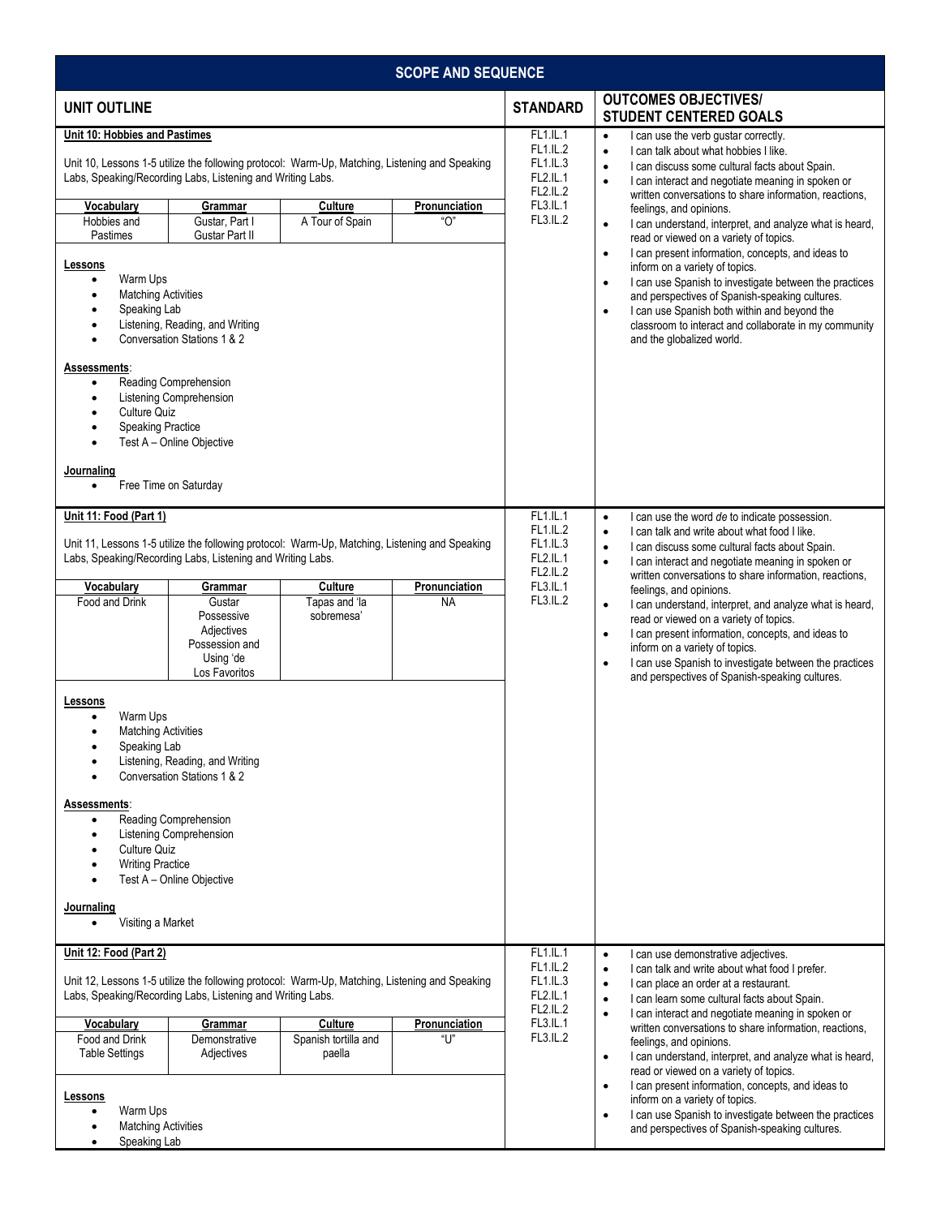## SCOPE AND SEQUENCE

| UNIT OUTLINE | STANDARD | OUTCOMES OBJECTIVES/ STUDENT CENTERED GOALS |
|---|---|---|
| **Unit 10: Hobbies and Pastimes**<br><br>Unit 10, Lessons 1-5 utilize the following protocol: Warm-Up, Matching, Listening and Speaking Labs, Speaking/Recording Labs, Listening and Writing Labs.<br><br>**Vocabulary:** Hobbies and Pastimes<br>**Grammar:** Gustar, Part I; Gustar Part II<br>**Culture:** A Tour of Spain<br>**Pronunciation:** "O"<br><br>**Lessons**<br>• Warm Ups<br>• Matching Activities<br>• Speaking Lab<br>• Listening, Reading, and Writing<br>• Conversation Stations 1 & 2<br><br>**Assessments**:<br>• Reading Comprehension<br>• Listening Comprehension<br>• Culture Quiz<br>• Speaking Practice<br>• Test A – Online Objective<br><br>**Journaling**<br>• Free Time on Saturday | FL1.IL.1<br>FL1.IL.2<br>FL1.IL.3<br>FL2.IL.1<br>FL2.IL.2<br>FL3.IL.1<br>FL3.IL.2 | • I can use the verb gustar correctly.<br>• I can talk about what hobbies I like.<br>• I can discuss some cultural facts about Spain.<br>• I can interact and negotiate meaning in spoken or written conversations to share information, reactions, feelings, and opinions.<br>• I can understand, interpret, and analyze what is heard, read or viewed on a variety of topics.<br>• I can present information, concepts, and ideas to inform on a variety of topics.<br>• I can use Spanish to investigate between the practices and perspectives of Spanish-speaking cultures.<br>• I can use Spanish both within and beyond the classroom to interact and collaborate in my community and the globalized world. |
| **Unit 11: Food (Part 1)**<br><br>Unit 11, Lessons 1-5 utilize the following protocol: Warm-Up, Matching, Listening and Speaking Labs, Speaking/Recording Labs, Listening and Writing Labs.<br><br>**Vocabulary:** Food and Drink<br>**Grammar:** Gustar; Possessive Adjectives; Possession and Using 'de; Los Favoritos<br>**Culture:** Tapas and 'la sobremesa'<br>**Pronunciation:** NA<br><br>**Lessons**<br>• Warm Ups<br>• Matching Activities<br>• Speaking Lab<br>• Listening, Reading, and Writing<br>• Conversation Stations 1 & 2<br><br>**Assessments**:<br>• Reading Comprehension<br>• Listening Comprehension<br>• Culture Quiz<br>• Writing Practice<br>• Test A – Online Objective<br><br>**Journaling**<br>• Visiting a Market | FL1.IL.1<br>FL1.IL.2<br>FL1.IL.3<br>FL2.IL.1<br>FL2.IL.2<br>FL3.IL.1<br>FL3.IL.2 | • I can use the word *de* to indicate possession.<br>• I can talk and write about what food I like.<br>• I can discuss some cultural facts about Spain.<br>• I can interact and negotiate meaning in spoken or written conversations to share information, reactions, feelings, and opinions.<br>• I can understand, interpret, and analyze what is heard, read or viewed on a variety of topics.<br>• I can present information, concepts, and ideas to inform on a variety of topics.<br>• I can use Spanish to investigate between the practices and perspectives of Spanish-speaking cultures. |
| **Unit 12: Food (Part 2)**<br><br>Unit 12, Lessons 1-5 utilize the following protocol: Warm-Up, Matching, Listening and Speaking Labs, Speaking/Recording Labs, Listening and Writing Labs.<br><br>**Vocabulary:** Food and Drink; Table Settings<br>**Grammar:** Demonstrative Adjectives<br>**Culture:** Spanish tortilla and paella<br>**Pronunciation:** "U"<br><br>**Lessons**<br>• Warm Ups<br>• Matching Activities<br>• Speaking Lab | FL1.IL.1<br>FL1.IL.2<br>FL1.IL.3<br>FL2.IL.1<br>FL2.IL.2<br>FL3.IL.1<br>FL3.IL.2 | • I can use demonstrative adjectives.<br>• I can talk and write about what food I prefer.<br>• I can place an order at a restaurant.<br>• I can learn some cultural facts about Spain.<br>• I can interact and negotiate meaning in spoken or written conversations to share information, reactions, feelings, and opinions.<br>• I can understand, interpret, and analyze what is heard, read or viewed on a variety of topics.<br>• I can present information, concepts, and ideas to inform on a variety of topics.<br>• I can use Spanish to investigate between the practices and perspectives of Spanish-speaking cultures. |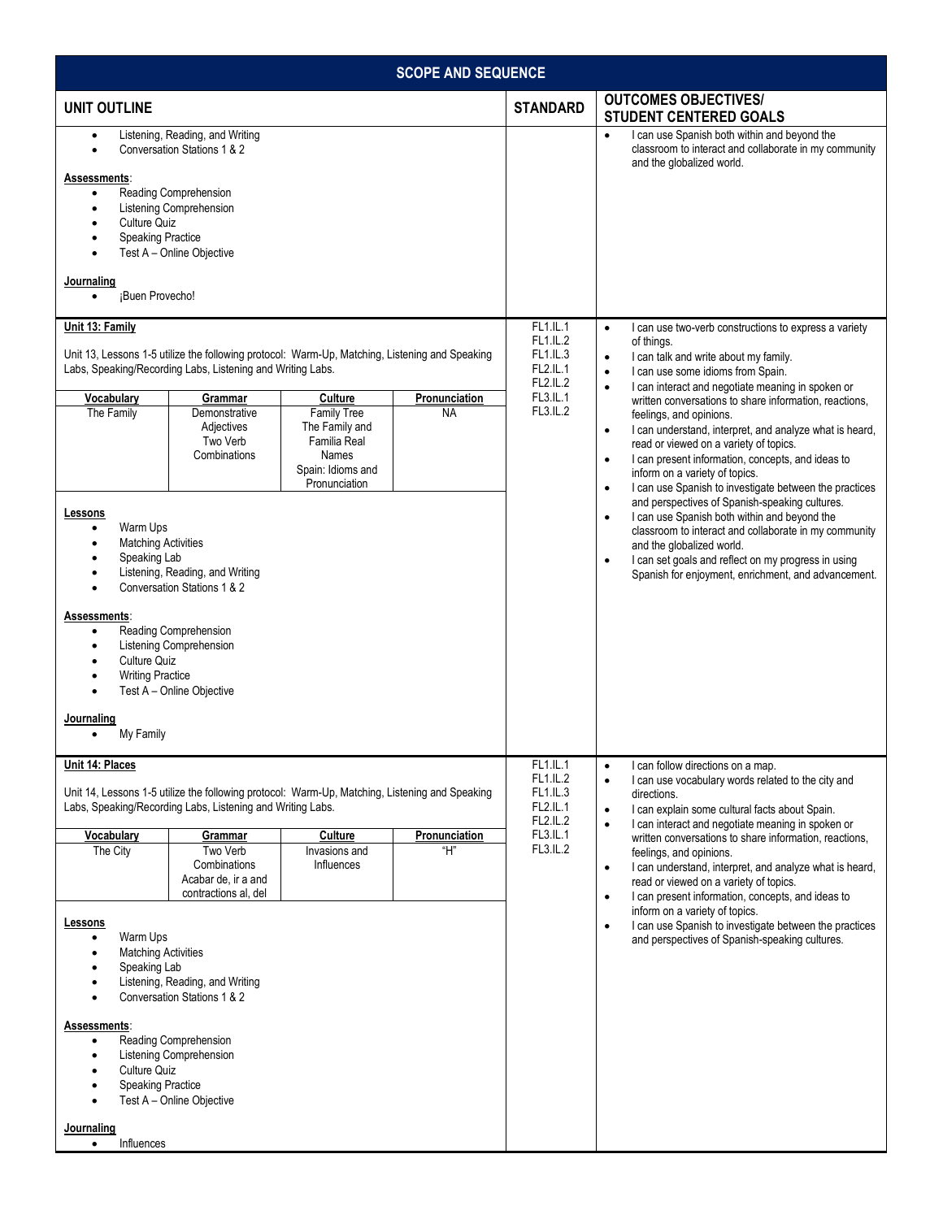# SCOPE AND SEQUENCE

| UNIT OUTLINE | STANDARD | OUTCOMES OBJECTIVES/ STUDENT CENTERED GOALS |
|---|---|---|
| • Listening, Reading, and Writing<br>• Conversation Stations 1 & 2<br><br>**Assessments**:<br>• Reading Comprehension<br>• Listening Comprehension<br>• Culture Quiz<br>• Speaking Practice<br>• Test A – Online Objective<br><br>**Journaling**<br>• ¡Buen Provecho! | | • I can use Spanish both within and beyond the classroom to interact and collaborate in my community and the globalized world. |
| **Unit 13: Family**<br><br>Unit 13, Lessons 1-5 utilize the following protocol: Warm-Up, Matching, Listening and Speaking Labs, Speaking/Recording Labs, Listening and Writing Labs.<br><br>**Vocabulary:** The Family<br>**Grammar:** Demonstrative Adjectives; Two Verb Combinations<br>**Culture:** Family Tree; The Family and Familia Real Names; Spain: Idioms and Pronunciation<br>**Pronunciation:** NA<br><br>**Lessons**<br>• Warm Ups<br>• Matching Activities<br>• Speaking Lab<br>• Listening, Reading, and Writing<br>• Conversation Stations 1 & 2<br><br>**Assessments**:<br>• Reading Comprehension<br>• Listening Comprehension<br>• Culture Quiz<br>• Writing Practice<br>• Test A – Online Objective<br><br>**Journaling**<br>• My Family | FL1.IL.1<br>FL1.IL.2<br>FL1.IL.3<br>FL2.IL.1<br>FL2.IL.2<br>FL3.IL.1<br>FL3.IL.2 | • I can use two-verb constructions to express a variety of things.<br>• I can talk and write about my family.<br>• I can use some idioms from Spain.<br>• I can interact and negotiate meaning in spoken or written conversations to share information, reactions, feelings, and opinions.<br>• I can understand, interpret, and analyze what is heard, read or viewed on a variety of topics.<br>• I can present information, concepts, and ideas to inform on a variety of topics.<br>• I can use Spanish to investigate between the practices and perspectives of Spanish-speaking cultures.<br>• I can use Spanish both within and beyond the classroom to interact and collaborate in my community and the globalized world.<br>• I can set goals and reflect on my progress in using Spanish for enjoyment, enrichment, and advancement. |
| **Unit 14: Places**<br><br>Unit 14, Lessons 1-5 utilize the following protocol: Warm-Up, Matching, Listening and Speaking Labs, Speaking/Recording Labs, Listening and Writing Labs.<br><br>**Vocabulary:** The City<br>**Grammar:** Two Verb Combinations; Acabar de, ir a and contractions al, del<br>**Culture:** Invasions and Influences<br>**Pronunciation:** "H"<br><br>**Lessons**<br>• Warm Ups<br>• Matching Activities<br>• Speaking Lab<br>• Listening, Reading, and Writing<br>• Conversation Stations 1 & 2<br><br>**Assessments**:<br>• Reading Comprehension<br>• Listening Comprehension<br>• Culture Quiz<br>• Speaking Practice<br>• Test A – Online Objective<br><br>**Journaling**<br>• Influences | FL1.IL.1<br>FL1.IL.2<br>FL1.IL.3<br>FL2.IL.1<br>FL2.IL.2<br>FL3.IL.1<br>FL3.IL.2 | • I can follow directions on a map.<br>• I can use vocabulary words related to the city and directions.<br>• I can explain some cultural facts about Spain.<br>• I can interact and negotiate meaning in spoken or written conversations to share information, reactions, feelings, and opinions.<br>• I can understand, interpret, and analyze what is heard, read or viewed on a variety of topics.<br>• I can present information, concepts, and ideas to inform on a variety of topics.<br>• I can use Spanish to investigate between the practices and perspectives of Spanish-speaking cultures. |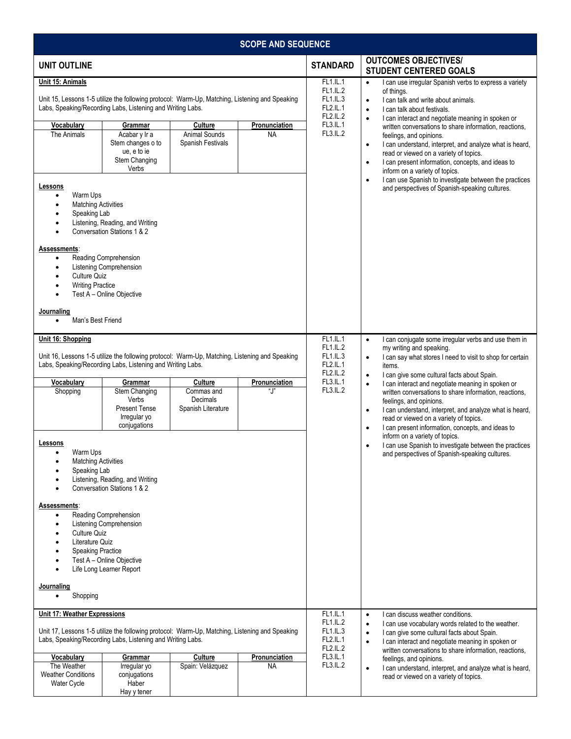## SCOPE AND SEQUENCE

| UNIT OUTLINE | STANDARD | OUTCOMES OBJECTIVES/ STUDENT CENTERED GOALS |
|---|---|---|
| **Unit 15: Animals**<br><br>Unit 15, Lessons 1-5 utilize the following protocol: Warm-Up, Matching, Listening and Speaking Labs, Speaking/Recording Labs, Listening and Writing Labs.<br><br>**Vocabulary:** The Animals<br>**Grammar:** Acabar y Ir a; Stem changes o to ue, e to ie; Stem Changing Verbs<br>**Culture:** Animal Sounds; Spanish Festivals<br>**Pronunciation:** NA<br><br>**Lessons**<br>• Warm Ups<br>• Matching Activities<br>• Speaking Lab<br>• Listening, Reading, and Writing<br>• Conversation Stations 1 & 2<br><br>**Assessments**:<br>• Reading Comprehension<br>• Listening Comprehension<br>• Culture Quiz<br>• Writing Practice<br>• Test A – Online Objective<br><br>**Journaling**<br>• Man's Best Friend | FL1.IL.1<br>FL1.IL.2<br>FL1.IL.3<br>FL2.IL.1<br>FL2.IL.2<br>FL3.IL.1<br>FL3.IL.2 | • I can use irregular Spanish verbs to express a variety of things.<br>• I can talk and write about animals.<br>• I can talk about festivals.<br>• I can interact and negotiate meaning in spoken or written conversations to share information, reactions, feelings, and opinions.<br>• I can understand, interpret, and analyze what is heard, read or viewed on a variety of topics.<br>• I can present information, concepts, and ideas to inform on a variety of topics.<br>• I can use Spanish to investigate between the practices and perspectives of Spanish-speaking cultures. |
| **Unit 16: Shopping**<br><br>Unit 16, Lessons 1-5 utilize the following protocol: Warm-Up, Matching, Listening and Speaking Labs, Speaking/Recording Labs, Listening and Writing Labs.<br><br>**Vocabulary:** Shopping<br>**Grammar:** Stem Changing Verbs; Present Tense; Irregular yo conjugations<br>**Culture:** Commas and Decimals; Spanish Literature<br>**Pronunciation:** "J"<br><br>**Lessons**<br>• Warm Ups<br>• Matching Activities<br>• Speaking Lab<br>• Listening, Reading, and Writing<br>• Conversation Stations 1 & 2<br><br>**Assessments**:<br>• Reading Comprehension<br>• Listening Comprehension<br>• Culture Quiz<br>• Literature Quiz<br>• Speaking Practice<br>• Test A – Online Objective<br>• Life Long Learner Report<br><br>**Journaling**<br>• Shopping | FL1.IL.1<br>FL1.IL.2<br>FL1.IL.3<br>FL2.IL.1<br>FL2.IL.2<br>FL3.IL.1<br>FL3.IL.2 | • I can conjugate some irregular verbs and use them in my writing and speaking.<br>• I can say what stores I need to visit to shop for certain items.<br>• I can give some cultural facts about Spain.<br>• I can interact and negotiate meaning in spoken or written conversations to share information, reactions, feelings, and opinions.<br>• I can understand, interpret, and analyze what is heard, read or viewed on a variety of topics.<br>• I can present information, concepts, and ideas to inform on a variety of topics.<br>• I can use Spanish to investigate between the practices and perspectives of Spanish-speaking cultures. |
| **Unit 17: Weather Expressions**<br><br>Unit 17, Lessons 1-5 utilize the following protocol: Warm-Up, Matching, Listening and Speaking Labs, Speaking/Recording Labs, Listening and Writing Labs.<br><br>**Vocabulary:** The Weather; Weather Conditions; Water Cycle<br>**Grammar:** Irregular yo conjugations; Haber; Hay y tener<br>**Culture:** Spain: Velázquez<br>**Pronunciation:** NA | FL1.IL.1<br>FL1.IL.2<br>FL1.IL.3<br>FL2.IL.1<br>FL2.IL.2<br>FL3.IL.1<br>FL3.IL.2 | • I can discuss weather conditions.<br>• I can use vocabulary words related to the weather.<br>• I can give some cultural facts about Spain.<br>• I can interact and negotiate meaning in spoken or written conversations to share information, reactions, feelings, and opinions.<br>• I can understand, interpret, and analyze what is heard, read or viewed on a variety of topics. |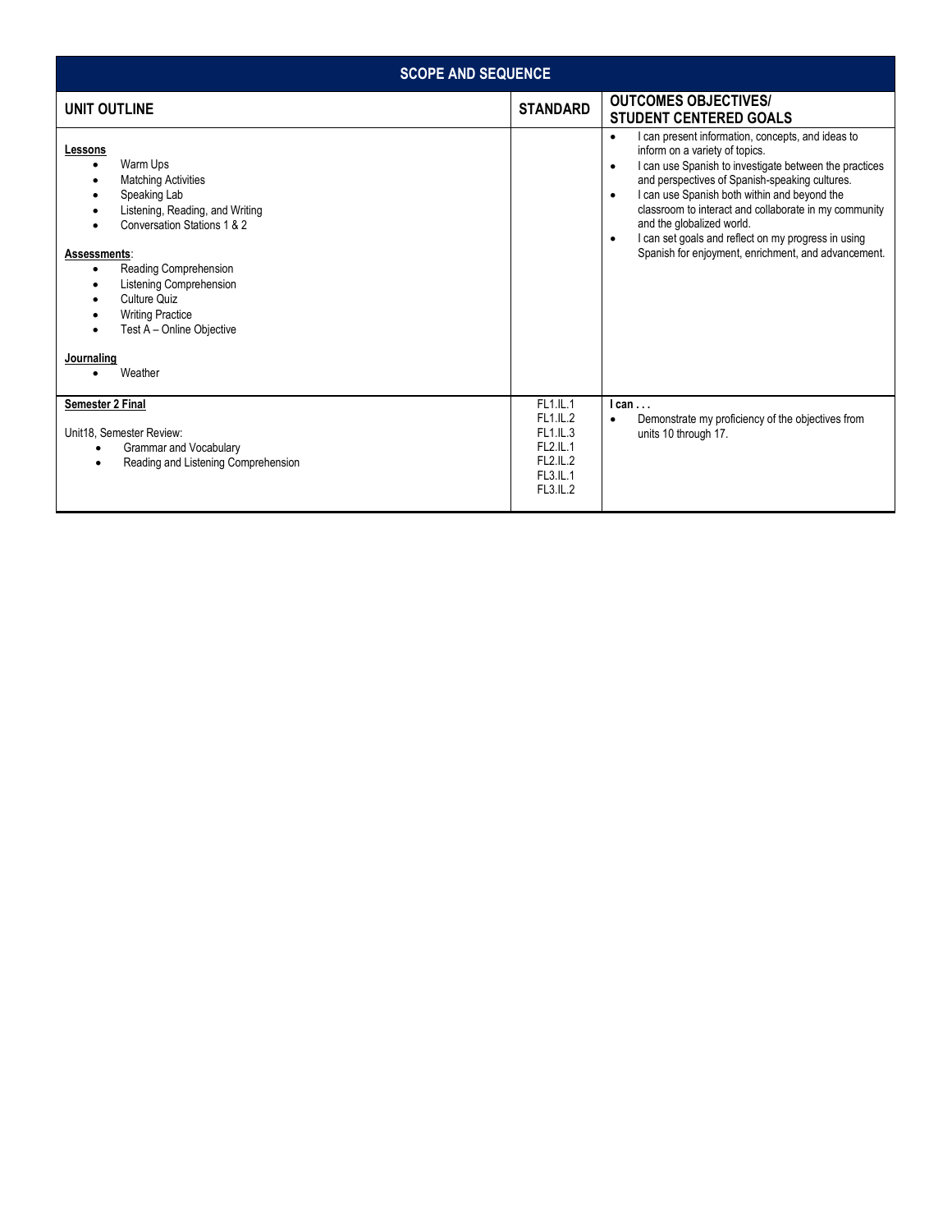| SCOPE AND SEQUENCE | | |
|---|---|---|
| **UNIT OUTLINE** | **STANDARD** | **OUTCOMES OBJECTIVES/ STUDENT CENTERED GOALS** |
| **Lessons**<br>• Warm Ups<br>• Matching Activities<br>• Speaking Lab<br>• Listening, Reading, and Writing<br>• Conversation Stations 1 & 2<br><br>**Assessments**:<br>• Reading Comprehension<br>• Listening Comprehension<br>• Culture Quiz<br>• Writing Practice<br>• Test A – Online Objective<br><br>**Journaling**<br>• Weather | | • I can present information, concepts, and ideas to inform on a variety of topics.<br>• I can use Spanish to investigate between the practices and perspectives of Spanish-speaking cultures.<br>• I can use Spanish both within and beyond the classroom to interact and collaborate in my community and the globalized world.<br>• I can set goals and reflect on my progress in using Spanish for enjoyment, enrichment, and advancement. |
| **Semester 2 Final**<br><br>Unit18, Semester Review:<br>• Grammar and Vocabulary<br>• Reading and Listening Comprehension | FL1.IL.1<br>FL1.IL.2<br>FL1.IL.3<br>FL2.IL.1<br>FL2.IL.2<br>FL3.IL.1<br>FL3.IL.2 | **I can . . .**<br>• Demonstrate my proficiency of the objectives from units 10 through 17. |